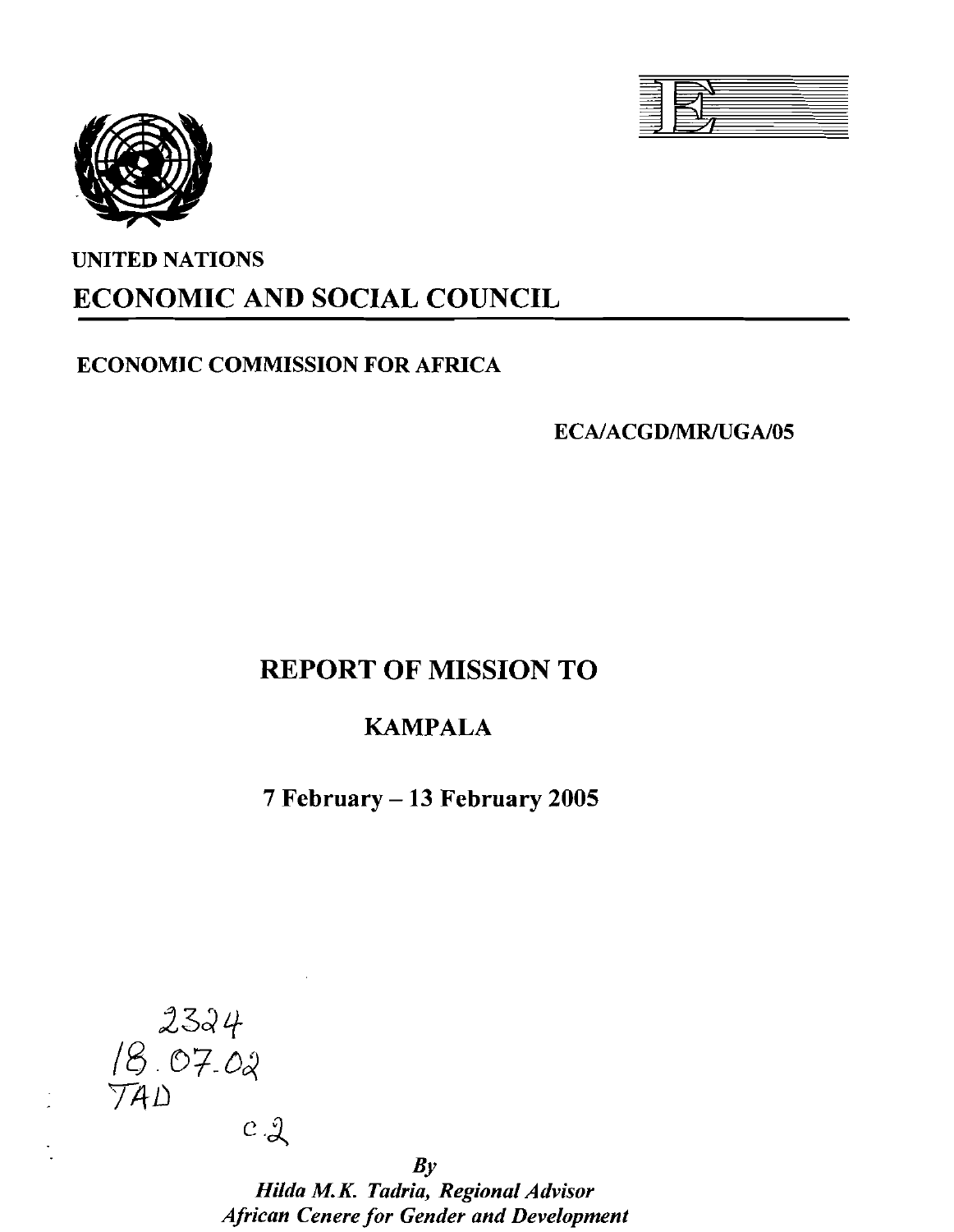UNITED NATIONS

# ECONOMIC AND SOCIAL COUNCIL

ECONOMIC COMMISSION FOR AFRICA

ECA/ACGD/MR/UGA/05

# REPORT OF MISSION TO

## KAMPALA

## 7 February – 13 February 2005

2324
18.07.02
TAD

c.2

*By*
*Hilda M.K. Tadria, Regional Advisor*
*African Cenere for Gender and Development*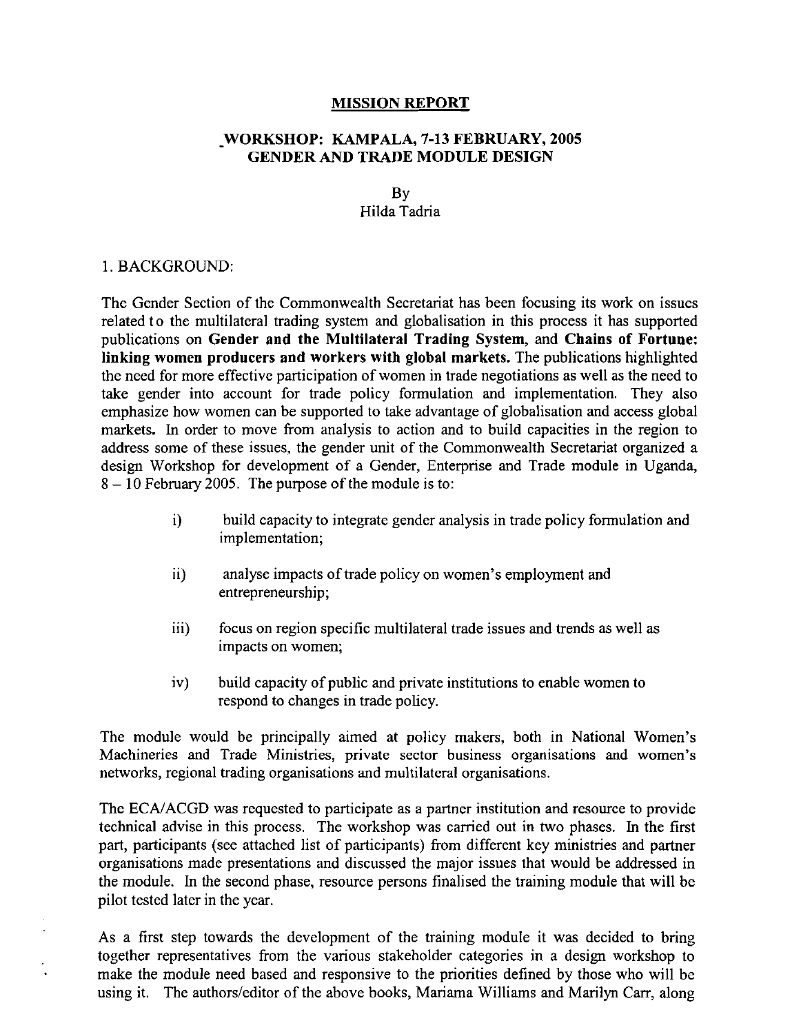## MISSION REPORT

### WORKSHOP: KAMPALA, 7-13 FEBRUARY, 2005
### GENDER AND TRADE MODULE DESIGN

By
Hilda Tadria

1. BACKGROUND:

The Gender Section of the Commonwealth Secretariat has been focusing its work on issues related to the multilateral trading system and globalisation in this process it has supported publications on **Gender and the Multilateral Trading System**, and **Chains of Fortune: linking women producers and workers with global markets.** The publications highlighted the need for more effective participation of women in trade negotiations as well as the need to take gender into account for trade policy formulation and implementation. They also emphasize how women can be supported to take advantage of globalisation and access global markets. In order to move from analysis to action and to build capacities in the region to address some of these issues, the gender unit of the Commonwealth Secretariat organized a design Workshop for development of a Gender, Enterprise and Trade module in Uganda, 8 – 10 February 2005. The purpose of the module is to:

i) build capacity to integrate gender analysis in trade policy formulation and implementation;

ii) analyse impacts of trade policy on women's employment and entrepreneurship;

iii) focus on region specific multilateral trade issues and trends as well as impacts on women;

iv) build capacity of public and private institutions to enable women to respond to changes in trade policy.

The module would be principally aimed at policy makers, both in National Women's Machineries and Trade Ministries, private sector business organisations and women's networks, regional trading organisations and multilateral organisations.

The ECA/ACGD was requested to participate as a partner institution and resource to provide technical advise in this process. The workshop was carried out in two phases. In the first part, participants (see attached list of participants) from different key ministries and partner organisations made presentations and discussed the major issues that would be addressed in the module. In the second phase, resource persons finalised the training module that will be pilot tested later in the year.

As a first step towards the development of the training module it was decided to bring together representatives from the various stakeholder categories in a design workshop to make the module need based and responsive to the priorities defined by those who will be using it. The authors/editor of the above books, Mariama Williams and Marilyn Carr, along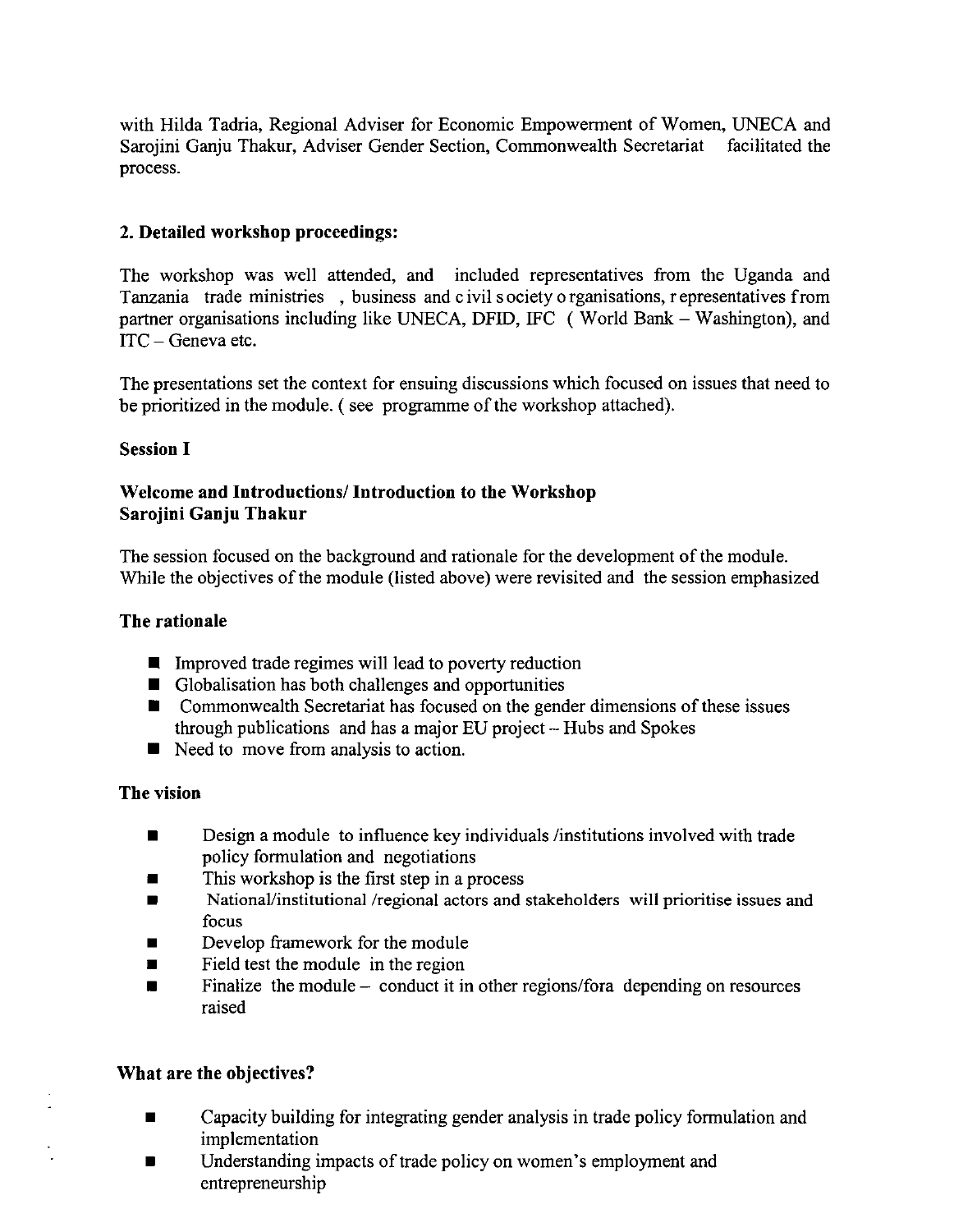with Hilda Tadria, Regional Adviser for Economic Empowerment of Women, UNECA and Sarojini Ganju Thakur, Adviser Gender Section, Commonwealth Secretariat facilitated the process.

## 2. Detailed workshop proceedings:

The workshop was well attended, and included representatives from the Uganda and Tanzania trade ministries , business and civil society organisations, representatives from partner organisations including like UNECA, DFID, IFC ( World Bank – Washington), and ITC – Geneva etc.

The presentations set the context for ensuing discussions which focused on issues that need to be prioritized in the module. ( see programme of the workshop attached).

### Session I

### Welcome and Introductions/ Introduction to the Workshop
### Sarojini Ganju Thakur

The session focused on the background and rationale for the development of the module. While the objectives of the module (listed above) were revisited and the session emphasized

#### The rationale

- Improved trade regimes will lead to poverty reduction
- Globalisation has both challenges and opportunities
- Commonwealth Secretariat has focused on the gender dimensions of these issues through publications and has a major EU project – Hubs and Spokes
- Need to move from analysis to action.

#### The vision

- Design a module to influence key individuals /institutions involved with trade policy formulation and negotiations
- This workshop is the first step in a process
- National/institutional /regional actors and stakeholders will prioritise issues and focus
- Develop framework for the module
- Field test the module in the region
- Finalize the module – conduct it in other regions/fora depending on resources raised

#### What are the objectives?

- Capacity building for integrating gender analysis in trade policy formulation and implementation
- Understanding impacts of trade policy on women's employment and entrepreneurship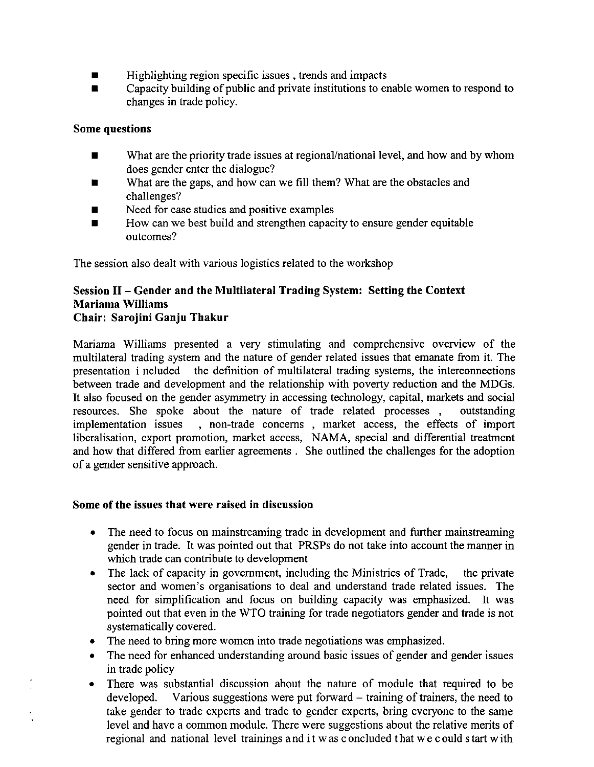- Highlighting region specific issues , trends and impacts
- Capacity building of public and private institutions to enable women to respond to changes in trade policy.

**Some questions**

- What are the priority trade issues at regional/national level, and how and by whom does gender enter the dialogue?
- What are the gaps, and how can we fill them? What are the obstacles and challenges?
- Need for case studies and positive examples
- How can we best build and strengthen capacity to ensure gender equitable outcomes?

The session also dealt with various logistics related to the workshop

**Session II – Gender and the Multilateral Trading System: Setting the Context**
**Mariama Williams**
**Chair: Sarojini Ganju Thakur**

Mariama Williams presented a very stimulating and comprehensive overview of the multilateral trading system and the nature of gender related issues that emanate from it. The presentation included the definition of multilateral trading systems, the interconnections between trade and development and the relationship with poverty reduction and the MDGs. It also focused on the gender asymmetry in accessing technology, capital, markets and social resources. She spoke about the nature of trade related processes , outstanding implementation issues , non-trade concerns , market access, the effects of import liberalisation, export promotion, market access, NAMA, special and differential treatment and how that differed from earlier agreements . She outlined the challenges for the adoption of a gender sensitive approach.

**Some of the issues that were raised in discussion**

- The need to focus on mainstreaming trade in development and further mainstreaming gender in trade. It was pointed out that PRSPs do not take into account the manner in which trade can contribute to development
- The lack of capacity in government, including the Ministries of Trade, the private sector and women's organisations to deal and understand trade related issues. The need for simplification and focus on building capacity was emphasized. It was pointed out that even in the WTO training for trade negotiators gender and trade is not systematically covered.
- The need to bring more women into trade negotiations was emphasized.
- The need for enhanced understanding around basic issues of gender and gender issues in trade policy
- There was substantial discussion about the nature of module that required to be developed. Various suggestions were put forward – training of trainers, the need to take gender to trade experts and trade to gender experts, bring everyone to the same level and have a common module. There were suggestions about the relative merits of regional and national level trainings and it was concluded that we could start with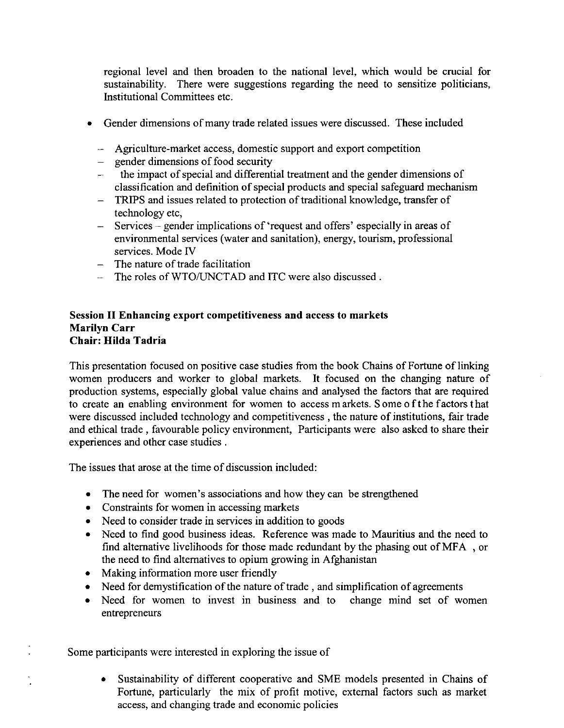regional level and then broaden to the national level, which would be crucial for sustainability. There were suggestions regarding the need to sensitize politicians, Institutional Committees etc.

- Gender dimensions of many trade related issues were discussed. These included
  - Agriculture-market access, domestic support and export competition
  - gender dimensions of food security
  - the impact of special and differential treatment and the gender dimensions of classification and definition of special products and special safeguard mechanism
  - TRIPS and issues related to protection of traditional knowledge, transfer of technology etc,
  - Services – gender implications of 'request and offers' especially in areas of environmental services (water and sanitation), energy, tourism, professional services. Mode IV
  - The nature of trade facilitation
  - The roles of WTO/UNCTAD and ITC were also discussed .

**Session II Enhancing export competitiveness and access to markets**
**Marilyn Carr**
**Chair: Hilda Tadria**

This presentation focused on positive case studies from the book Chains of Fortune of linking women producers and worker to global markets. It focused on the changing nature of production systems, especially global value chains and analysed the factors that are required to create an enabling environment for women to access markets. Some of the factors that were discussed included technology and competitiveness , the nature of institutions, fair trade and ethical trade , favourable policy environment, Participants were also asked to share their experiences and other case studies .

The issues that arose at the time of discussion included:

- The need for women's associations and how they can be strengthened
- Constraints for women in accessing markets
- Need to consider trade in services in addition to goods
- Need to find good business ideas. Reference was made to Mauritius and the need to find alternative livelihoods for those made redundant by the phasing out of MFA , or the need to find alternatives to opium growing in Afghanistan
- Making information more user friendly
- Need for demystification of the nature of trade , and simplification of agreements
- Need for women to invest in business and to change mind set of women entrepreneurs

Some participants were interested in exploring the issue of

- Sustainability of different cooperative and SME models presented in Chains of Fortune, particularly the mix of profit motive, external factors such as market access, and changing trade and economic policies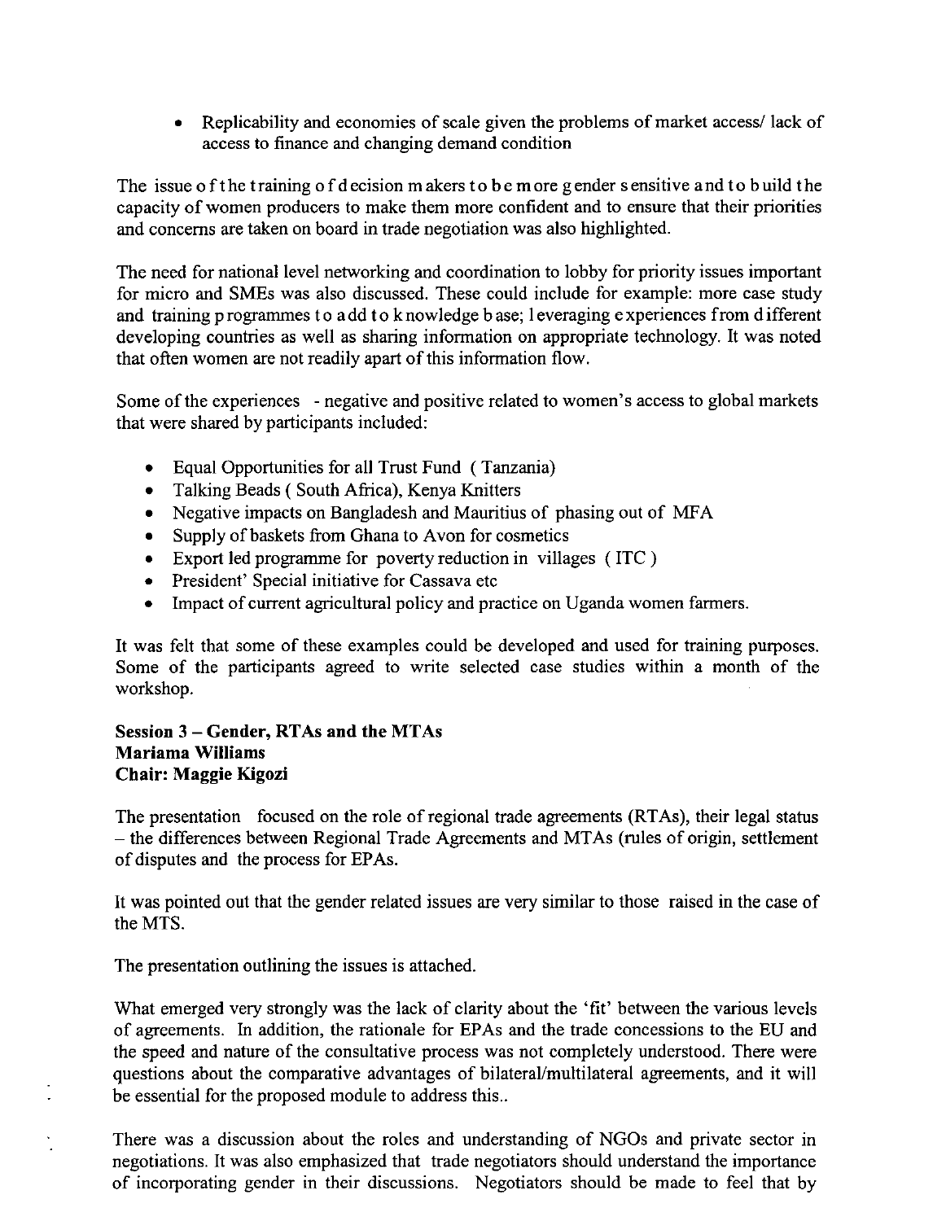- Replicability and economies of scale given the problems of market access/ lack of access to finance and changing demand condition

The issue of the training of decision makers to be more gender sensitive and to build the capacity of women producers to make them more confident and to ensure that their priorities and concerns are taken on board in trade negotiation was also highlighted.

The need for national level networking and coordination to lobby for priority issues important for micro and SMEs was also discussed. These could include for example: more case study and training programmes to add to knowledge base; leveraging experiences from different developing countries as well as sharing information on appropriate technology. It was noted that often women are not readily apart of this information flow.

Some of the experiences - negative and positive related to women's access to global markets that were shared by participants included:

- Equal Opportunities for all Trust Fund ( Tanzania)
- Talking Beads ( South Africa), Kenya Knitters
- Negative impacts on Bangladesh and Mauritius of phasing out of MFA
- Supply of baskets from Ghana to Avon for cosmetics
- Export led programme for poverty reduction in villages ( ITC )
- President' Special initiative for Cassava etc
- Impact of current agricultural policy and practice on Uganda women farmers.

It was felt that some of these examples could be developed and used for training purposes. Some of the participants agreed to write selected case studies within a month of the workshop.

**Session 3 – Gender, RTAs and the MTAs**
**Mariama Williams**
**Chair: Maggie Kigozi**

The presentation focused on the role of regional trade agreements (RTAs), their legal status – the differences between Regional Trade Agreements and MTAs (rules of origin, settlement of disputes and the process for EPAs.

It was pointed out that the gender related issues are very similar to those raised in the case of the MTS.

The presentation outlining the issues is attached.

What emerged very strongly was the lack of clarity about the 'fit' between the various levels of agreements. In addition, the rationale for EPAs and the trade concessions to the EU and the speed and nature of the consultative process was not completely understood. There were questions about the comparative advantages of bilateral/multilateral agreements, and it will be essential for the proposed module to address this..

There was a discussion about the roles and understanding of NGOs and private sector in negotiations. It was also emphasized that trade negotiators should understand the importance of incorporating gender in their discussions. Negotiators should be made to feel that by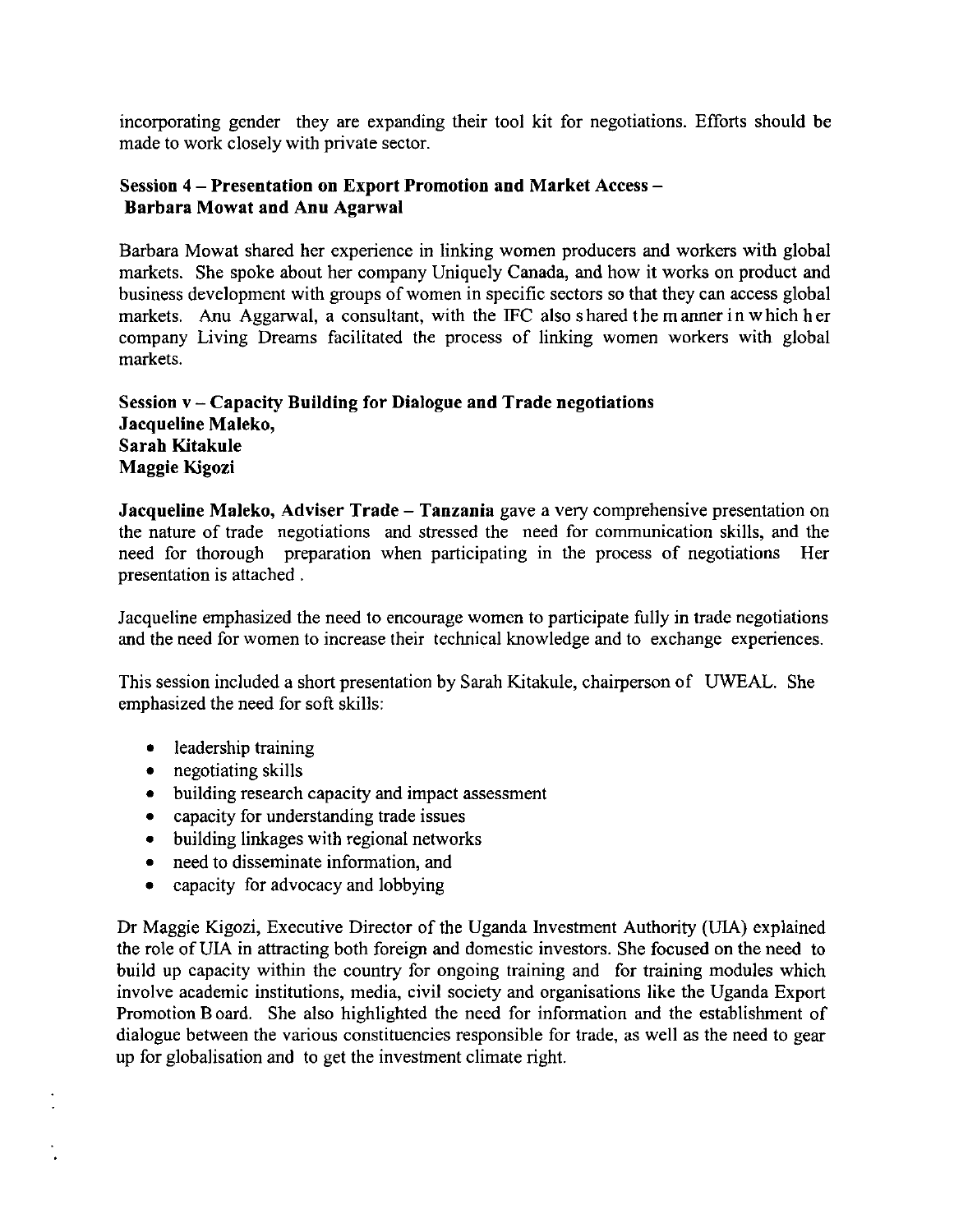incorporating gender they are expanding their tool kit for negotiations. Efforts should be made to work closely with private sector.

**Session 4 – Presentation on Export Promotion and Market Access – Barbara Mowat and Anu Agarwal**

Barbara Mowat shared her experience in linking women producers and workers with global markets. She spoke about her company Uniquely Canada, and how it works on product and business development with groups of women in specific sectors so that they can access global markets. Anu Aggarwal, a consultant, with the IFC also shared the manner in which her company Living Dreams facilitated the process of linking women workers with global markets.

**Session v – Capacity Building for Dialogue and Trade negotiations**
**Jacqueline Maleko,**
**Sarah Kitakule**
**Maggie Kigozi**

**Jacqueline Maleko, Adviser Trade – Tanzania** gave a very comprehensive presentation on the nature of trade negotiations and stressed the need for communication skills, and the need for thorough preparation when participating in the process of negotiations Her presentation is attached .

Jacqueline emphasized the need to encourage women to participate fully in trade negotiations and the need for women to increase their technical knowledge and to exchange experiences.

This session included a short presentation by Sarah Kitakule, chairperson of UWEAL. She emphasized the need for soft skills:

- leadership training
- negotiating skills
- building research capacity and impact assessment
- capacity for understanding trade issues
- building linkages with regional networks
- need to disseminate information, and
- capacity for advocacy and lobbying

Dr Maggie Kigozi, Executive Director of the Uganda Investment Authority (UIA) explained the role of UIA in attracting both foreign and domestic investors. She focused on the need to build up capacity within the country for ongoing training and for training modules which involve academic institutions, media, civil society and organisations like the Uganda Export Promotion Board. She also highlighted the need for information and the establishment of dialogue between the various constituencies responsible for trade, as well as the need to gear up for globalisation and to get the investment climate right.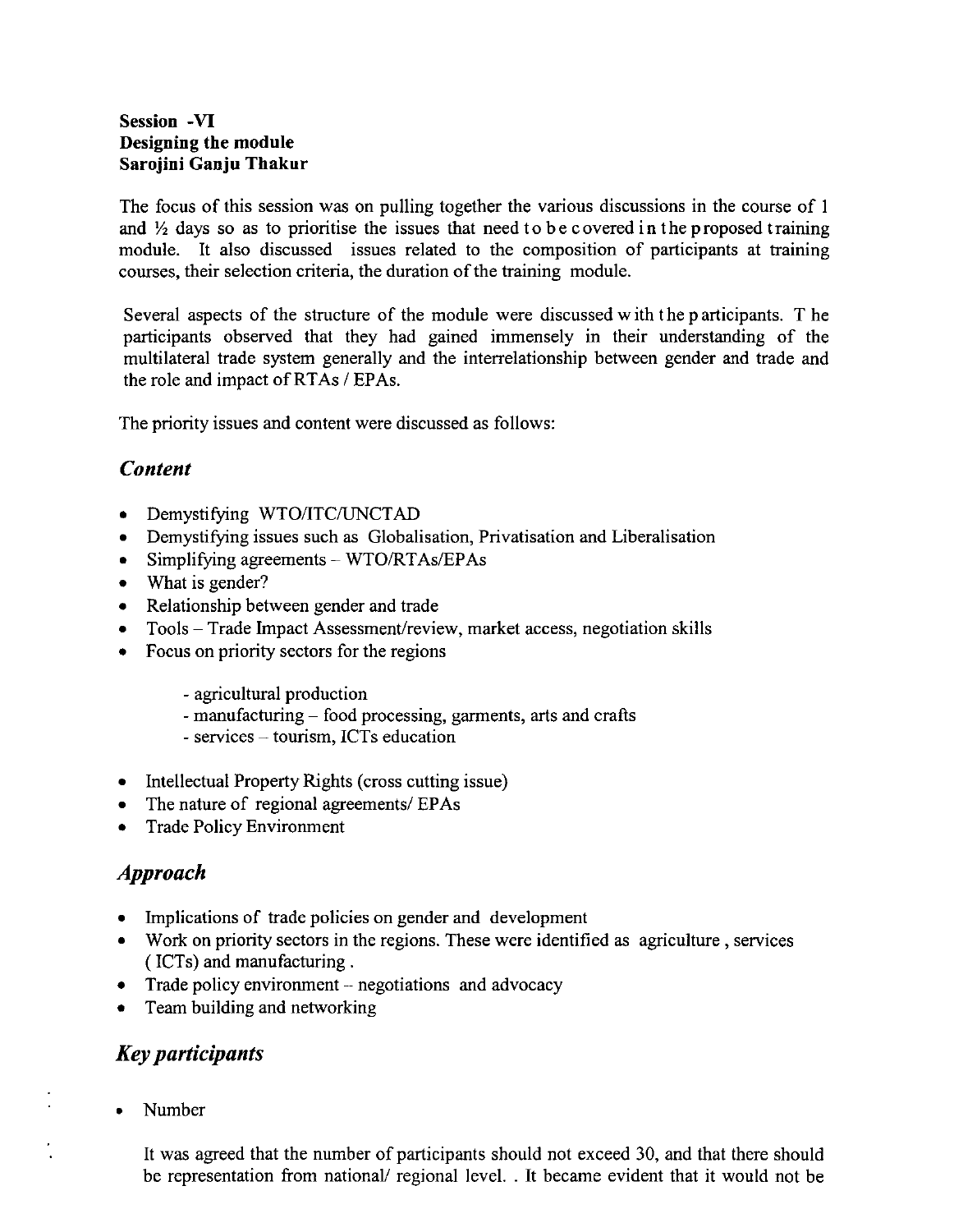**Session -VI**
**Designing the module**
**Sarojini Ganju Thakur**

The focus of this session was on pulling together the various discussions in the course of 1 and ½ days so as to prioritise the issues that need to be covered in the proposed training module. It also discussed issues related to the composition of participants at training courses, their selection criteria, the duration of the training module.

Several aspects of the structure of the module were discussed with the participants. The participants observed that they had gained immensely in their understanding of the multilateral trade system generally and the interrelationship between gender and trade and the role and impact of RTAs / EPAs.

The priority issues and content were discussed as follows:

## *Content*

- Demystifying WTO/ITC/UNCTAD
- Demystifying issues such as Globalisation, Privatisation and Liberalisation
- Simplifying agreements – WTO/RTAs/EPAs
- What is gender?
- Relationship between gender and trade
- Tools – Trade Impact Assessment/review, market access, negotiation skills
- Focus on priority sectors for the regions
    - agricultural production
    - manufacturing – food processing, garments, arts and crafts
    - services – tourism, ICTs education
- Intellectual Property Rights (cross cutting issue)
- The nature of regional agreements/ EPAs
- Trade Policy Environment

## *Approach*

- Implications of trade policies on gender and development
- Work on priority sectors in the regions. These were identified as agriculture , services ( ICTs) and manufacturing .
- Trade policy environment – negotiations and advocacy
- Team building and networking

## *Key participants*

- Number

  It was agreed that the number of participants should not exceed 30, and that there should be representation from national/ regional level. . It became evident that it would not be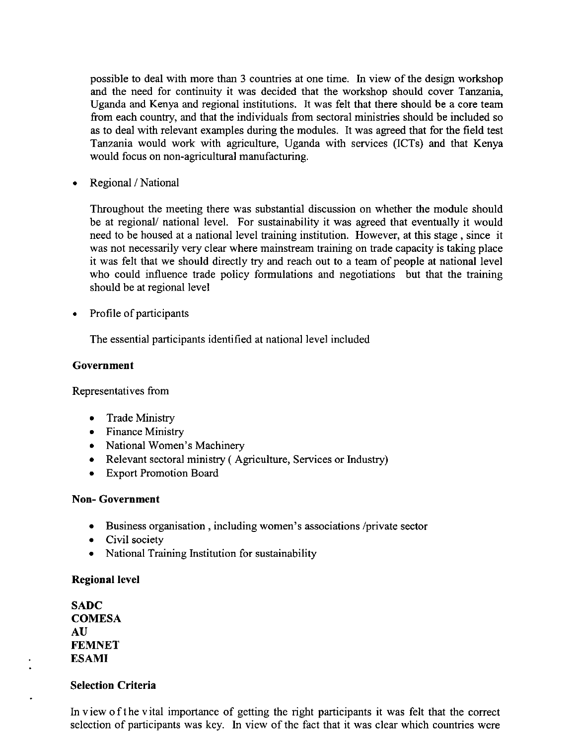possible to deal with more than 3 countries at one time. In view of the design workshop and the need for continuity it was decided that the workshop should cover Tanzania, Uganda and Kenya and regional institutions. It was felt that there should be a core team from each country, and that the individuals from sectoral ministries should be included so as to deal with relevant examples during the modules. It was agreed that for the field test Tanzania would work with agriculture, Uganda with services (ICTs) and that Kenya would focus on non-agricultural manufacturing.

- Regional / National

  Throughout the meeting there was substantial discussion on whether the module should be at regional/ national level. For sustainability it was agreed that eventually it would need to be housed at a national level training institution. However, at this stage , since it was not necessarily very clear where mainstream training on trade capacity is taking place it was felt that we should directly try and reach out to a team of people at national level who could influence trade policy formulations and negotiations but that the training should be at regional level

- Profile of participants

  The essential participants identified at national level included

**Government**

Representatives from

- Trade Ministry
- Finance Ministry
- National Women's Machinery
- Relevant sectoral ministry ( Agriculture, Services or Industry)
- Export Promotion Board

**Non- Government**

- Business organisation , including women's associations /private sector
- Civil society
- National Training Institution for sustainability

**Regional level**

**SADC**
**COMESA**
**AU**
**FEMNET**
**ESAMI**

**Selection Criteria**

In view of the vital importance of getting the right participants it was felt that the correct selection of participants was key. In view of the fact that it was clear which countries were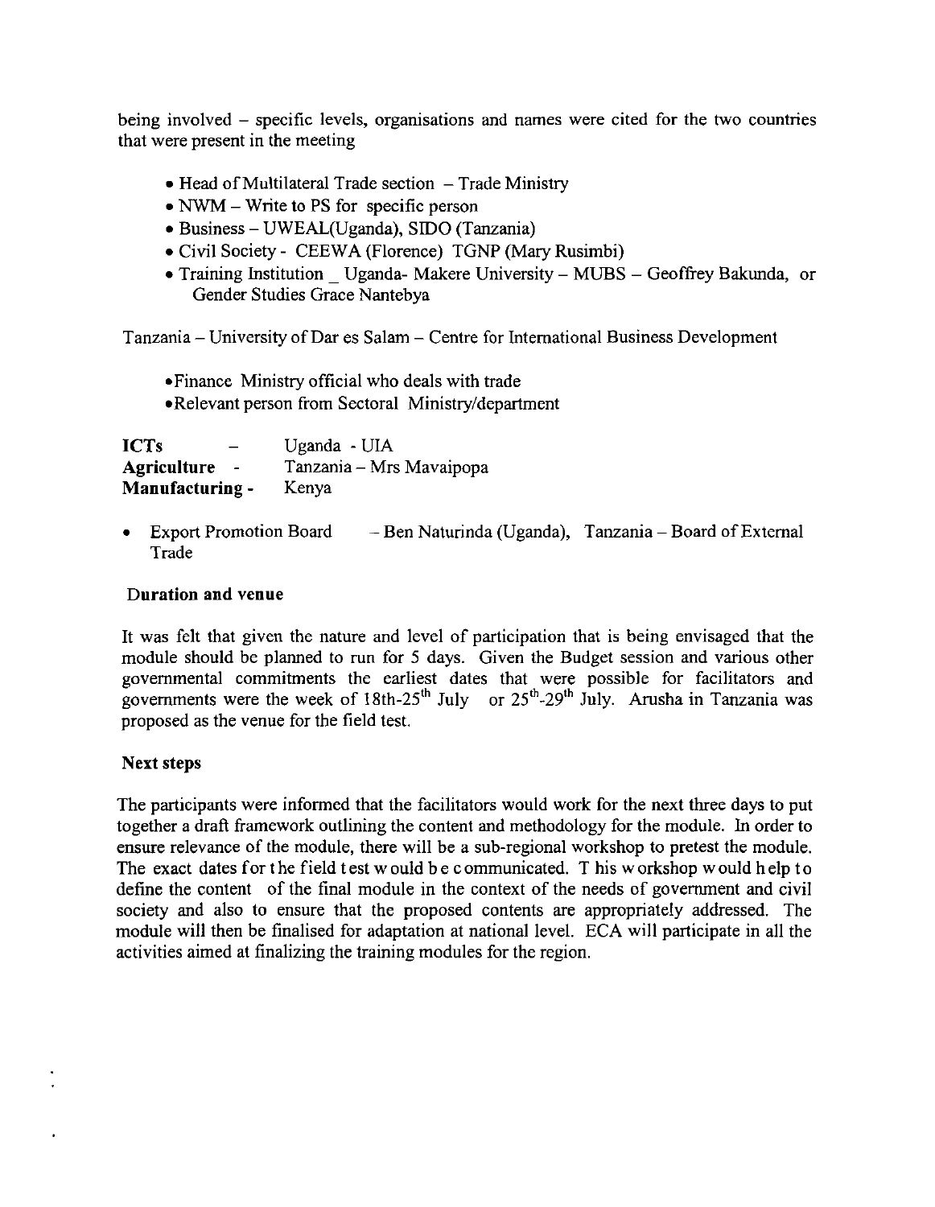being involved – specific levels, organisations and names were cited for the two countries that were present in the meeting

- Head of Multilateral Trade section – Trade Ministry
- NWM – Write to PS for specific person
- Business – UWEAL(Uganda), SIDO (Tanzania)
- Civil Society - CEEWA (Florence) TGNP (Mary Rusimbi)
- Training Institution _ Uganda- Makere University – MUBS – Geoffrey Bakunda, or Gender Studies Grace Nantebya

Tanzania – University of Dar es Salam – Centre for International Business Development

- Finance Ministry official who deals with trade
- Relevant person from Sectoral Ministry/department

| | | |
|---|---|---|
| **ICTs** | – | Uganda - UIA |
| **Agriculture** | - | Tanzania – Mrs Mavaipopa |
| **Manufacturing** | - | Kenya |

- Export Promotion Board – Ben Naturinda (Uganda), Tanzania – Board of External Trade

### Duration and venue

It was felt that given the nature and level of participation that is being envisaged that the module should be planned to run for 5 days. Given the Budget session and various other governmental commitments the earliest dates that were possible for facilitators and governments were the week of 18th-25th July or 25th-29th July. Arusha in Tanzania was proposed as the venue for the field test.

### Next steps

The participants were informed that the facilitators would work for the next three days to put together a draft framework outlining the content and methodology for the module. In order to ensure relevance of the module, there will be a sub-regional workshop to pretest the module. The exact dates for the field test would be communicated. This workshop would help to define the content of the final module in the context of the needs of government and civil society and also to ensure that the proposed contents are appropriately addressed. The module will then be finalised for adaptation at national level. ECA will participate in all the activities aimed at finalizing the training modules for the region.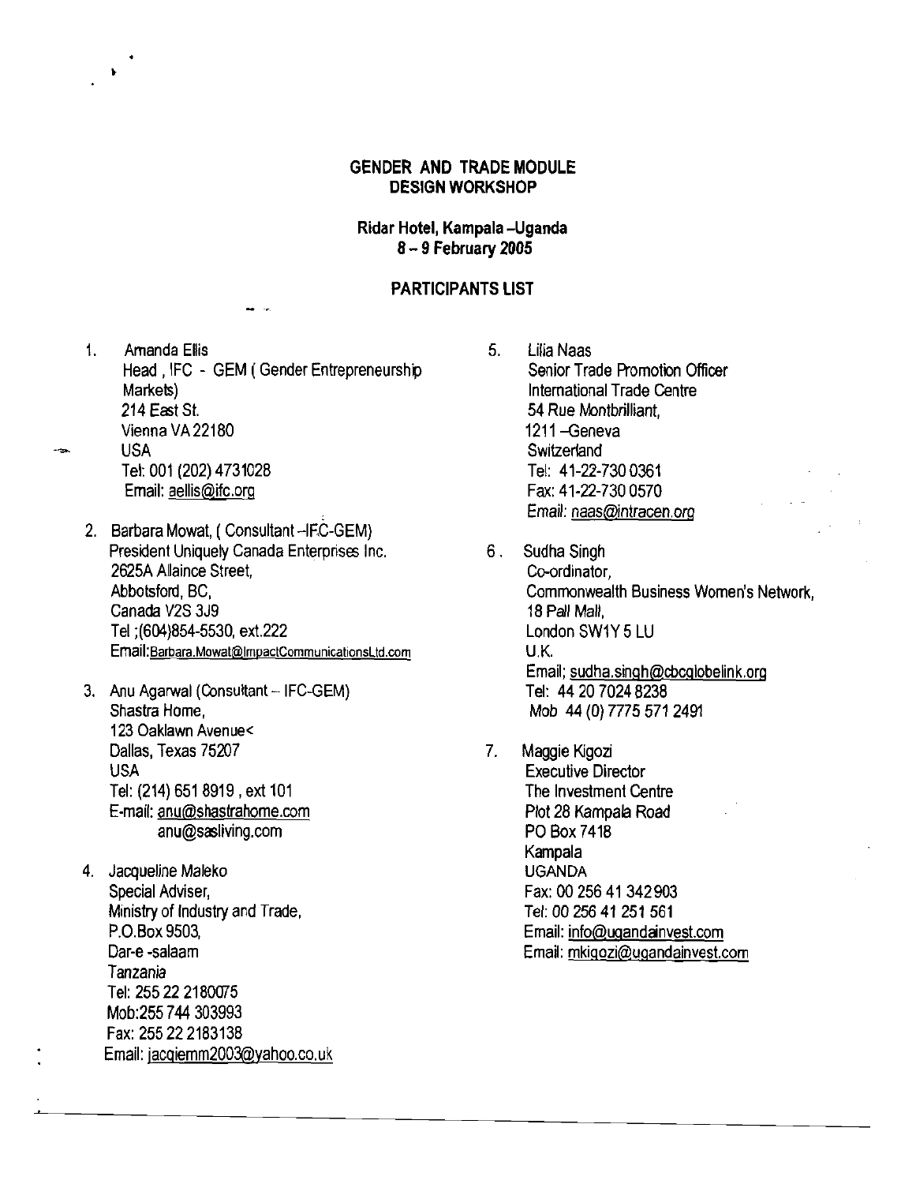**GENDER AND TRADE MODULE DESIGN WORKSHOP**

**Ridar Hotel, Kampala –Uganda**
**8 – 9 February 2005**

**PARTICIPANTS LIST**

1. Amanda Ellis
   Head , IFC - GEM ( Gender Entrepreneurship Markets)
   214 East St.
   Vienna VA 22180
   USA
   Tel: 001 (202) 4731028
   Email: aellis@ifc.org

2. Barbara Mowat, ( Consultant –IFC-GEM)
   President Uniquely Canada Enterprises Inc.
   2625A Allaince Street,
   Abbotsford, BC,
   Canada V2S 3J9
   Tel ;(604)854-5530, ext.222
   Email:Barbara.Mowat@ImpactCommunicationsLtd.com

3. Anu Agarwal (Consultant – IFC-GEM)
   Shastra Home,
   123 Oaklawn Avenue<
   Dallas, Texas 75207
   USA
   Tel: (214) 651 8919 , ext 101
   E-mail: anu@shastrahome.com
   anu@sasliving.com

4. Jacqueline Maleko
   Special Adviser,
   Ministry of Industry and Trade,
   P.O.Box 9503,
   Dar-e -salaam
   Tanzania
   Tel: 255 22 2180075
   Mob:255 744 303993
   Fax: 255 22 2183138
   Email: jacqiemm2003@yahoo.co.uk

5. Lilia Naas
   Senior Trade Promotion Officer
   International Trade Centre
   54 Rue Montbrilliant,
   1211 –Geneva
   Switzerland
   Tel: 41-22-730 0361
   Fax: 41-22-730 0570
   Email: naas@intracen.org

6. Sudha Singh
   Co-ordinator,
   Commonwealth Business Women's Network,
   18 Pall Mall,
   London SW1Y 5 LU
   U.K.
   Email; sudha.singh@cbcglobelink.org
   Tel: 44 20 7024 8238
   Mob 44 (0) 7775 571 2491

7. Maggie Kigozi
   Executive Director
   The Investment Centre
   Plot 28 Kampala Road
   PO Box 7418
   Kampala
   UGANDA
   Fax: 00 256 41 342903
   Tel: 00 256 41 251 561
   Email: info@ugandainvest.com
   Email: mkigozi@ugandainvest.com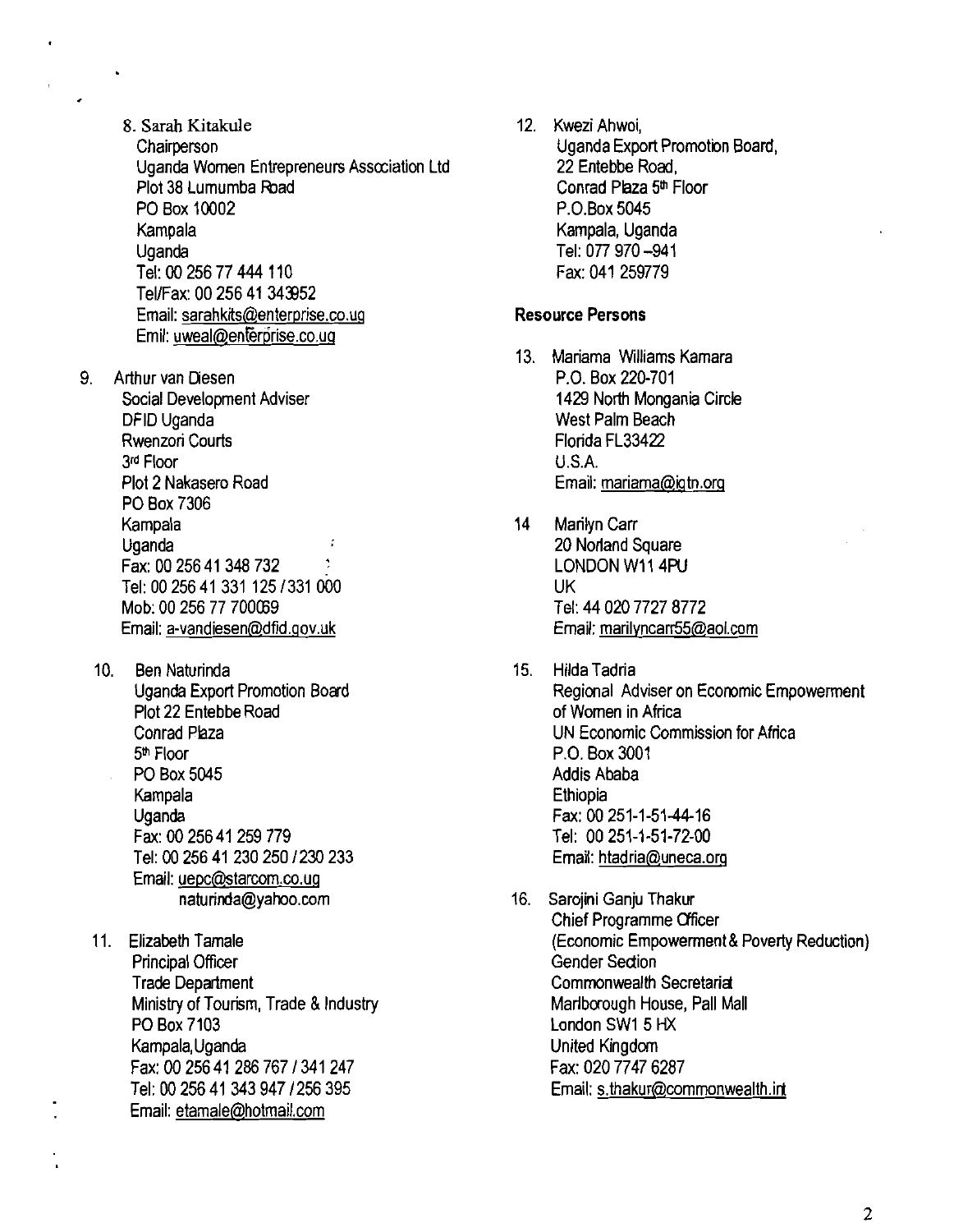8. Sarah Kitakule
   Chairperson
   Uganda Women Entrepreneurs Association Ltd
   Plot 38 Lumumba Road
   PO Box 10002
   Kampala
   Uganda
   Tel: 00 256 77 444 110
   Tel/Fax: 00 256 41 343952
   Email: sarahkits@enterprise.co.ug
   Emil: uweal@enterprise.co.ug

9. Arthur van Diesen
   Social Development Adviser
   DFID Uganda
   Rwenzori Courts
   3rd Floor
   Plot 2 Nakasero Road
   PO Box 7306
   Kampala
   Uganda
   Fax: 00 256 41 348 732
   Tel: 00 256 41 331 125 / 331 000
   Mob: 00 256 77 700069
   Email: a-vandiesen@dfid.gov.uk

10. Ben Naturinda
    Uganda Export Promotion Board
    Plot 22 Entebbe Road
    Conrad Plaza
    5th Floor
    PO Box 5045
    Kampala
    Uganda
    Fax: 00 256 41 259 779
    Tel: 00 256 41 230 250 / 230 233
    Email: uepc@starcom.co.ug
    naturinda@yahoo.com

11. Elizabeth Tamale
    Principal Officer
    Trade Department
    Ministry of Tourism, Trade & Industry
    PO Box 7103
    Kampala, Uganda
    Fax: 00 256 41 286 767 / 341 247
    Tel: 00 256 41 343 947 / 256 395
    Email: etamale@hotmail.com

12. Kwezi Ahwoi,
    Uganda Export Promotion Board,
    22 Entebbe Road,
    Conrad Plaza 5th Floor
    P.O.Box 5045
    Kampala, Uganda
    Tel: 077 970 –941
    Fax: 041 259779

**Resource Persons**

13. Mariama Williams Kamara
    P.O. Box 220-701
    1429 North Mongania Circle
    West Palm Beach
    Florida FL33422
    U.S.A.
    Email: mariama@igtn.org

14. Marilyn Carr
    20 Norland Square
    LONDON W11 4PU
    UK
    Tel: 44 020 7727 8772
    Email: marilyncarr55@aol.com

15. Hilda Tadria
    Regional Adviser on Economic Empowerment of Women in Africa
    UN Economic Commission for Africa
    P.O. Box 3001
    Addis Ababa
    Ethiopia
    Fax: 00 251-1-51-44-16
    Tel: 00 251-1-51-72-00
    Email: htadria@uneca.org

16. Sarojini Ganju Thakur
    Chief Programme Officer
    (Economic Empowerment & Poverty Reduction)
    Gender Section
    Commonwealth Secretariat
    Marlborough House, Pall Mall
    London SW1 5 HX
    United Kingdom
    Fax: 020 7747 6287
    Email: s.thakur@commonwealth.int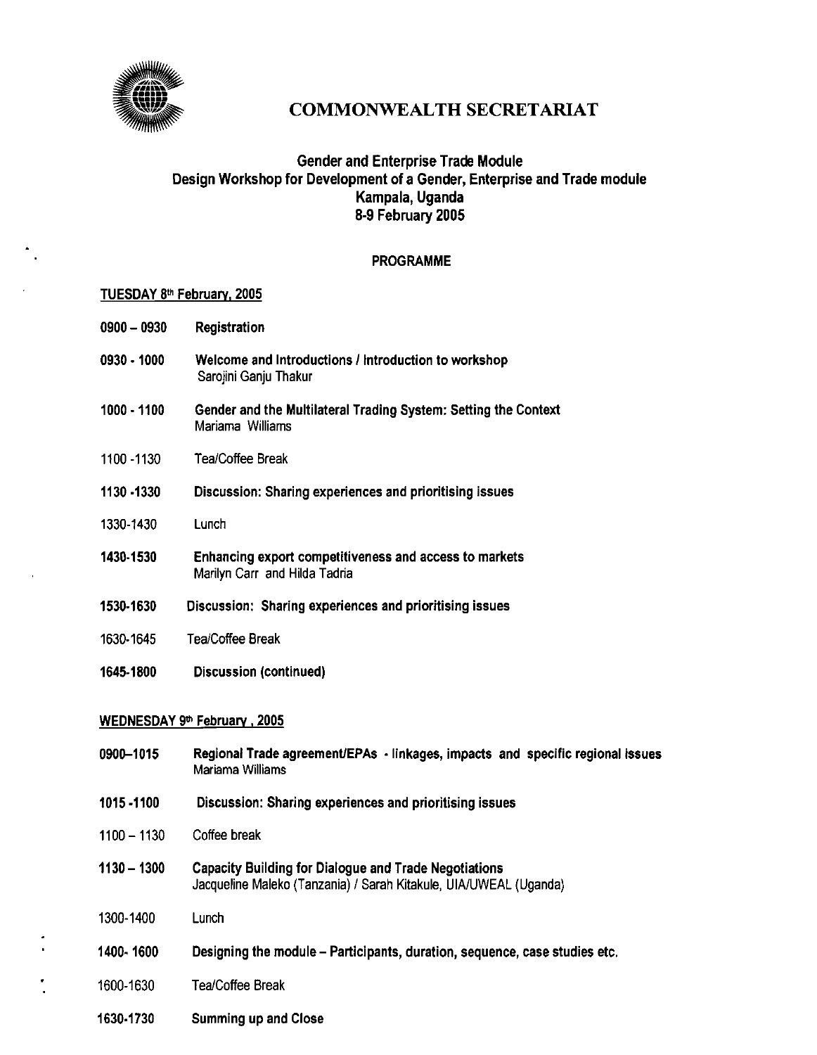# COMMONWEALTH SECRETARIAT

**Gender and Enterprise Trade Module**
**Design Workshop for Development of a Gender, Enterprise and Trade module**
**Kampala, Uganda**
**8-9 February 2005**

## PROGRAMME

**TUESDAY 8th February, 2005**

| Time | Session |
|---|---|
| **0900 – 0930** | **Registration** |
| **0930 - 1000** | **Welcome and Introductions / Introduction to workshop**<br>Sarojini Ganju Thakur |
| **1000 - 1100** | **Gender and the Multilateral Trading System: Setting the Context**<br>Mariama Williams |
| 1100 -1130 | Tea/Coffee Break |
| **1130 -1330** | **Discussion: Sharing experiences and prioritising issues** |
| 1330-1430 | Lunch |
| **1430-1530** | **Enhancing export competitiveness and access to markets**<br>Marilyn Carr and Hilda Tadria |
| **1530-1630** | **Discussion: Sharing experiences and prioritising issues** |
| 1630-1645 | Tea/Coffee Break |
| **1645-1800** | **Discussion (continued)** |

**WEDNESDAY 9th February , 2005**

| Time | Session |
|---|---|
| **0900–1015** | **Regional Trade agreement/EPAs - linkages, impacts and specific regional issues**<br>Mariama Williams |
| **1015 -1100** | **Discussion: Sharing experiences and prioritising issues** |
| 1100 – 1130 | Coffee break |
| **1130 – 1300** | **Capacity Building for Dialogue and Trade Negotiations**<br>Jacqueline Maleko (Tanzania) / Sarah Kitakule, UIA/UWEAL (Uganda) |
| 1300-1400 | Lunch |
| **1400- 1600** | **Designing the module – Participants, duration, sequence, case studies etc.** |
| 1600-1630 | Tea/Coffee Break |
| **1630-1730** | **Summing up and Close** |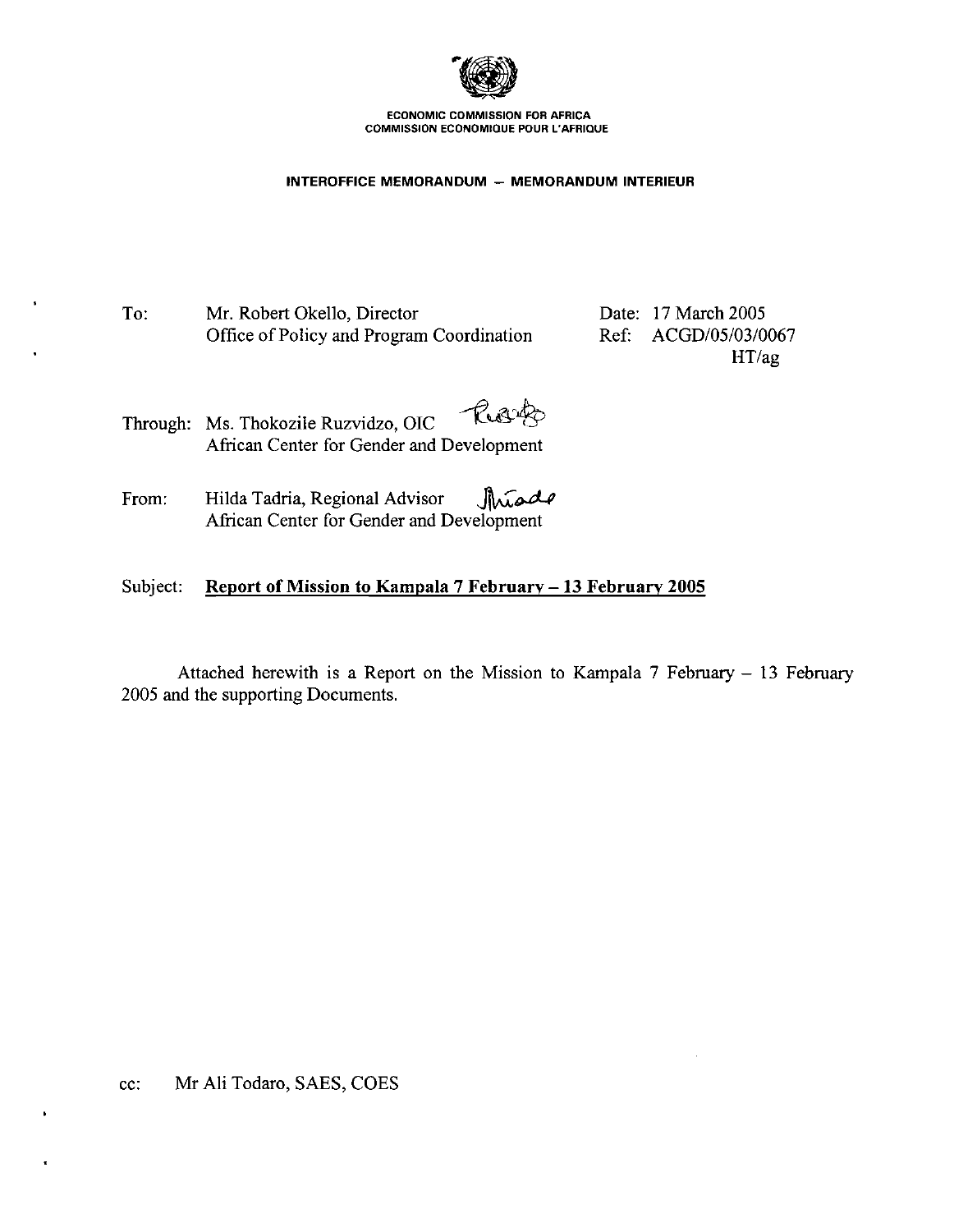ECONOMIC COMMISSION FOR AFRICA
COMMISSION ECONOMIQUE POUR L'AFRIQUE

**INTEROFFICE MEMORANDUM – MEMORANDUM INTERIEUR**

| | | | |
|---|---|---|---|
| To: | Mr. Robert Okello, Director<br>Office of Policy and Program Coordination | Date:<br>Ref: | 17 March 2005<br>ACGD/05/03/0067<br>HT/ag |

Through: Ms. Thokozile Ruzvidzo, OIC
African Center for Gender and Development

From: Hilda Tadria, Regional Advisor
African Center for Gender and Development

Subject: **Report of Mission to Kampala 7 February – 13 February 2005**

Attached herewith is a Report on the Mission to Kampala 7 February – 13 February 2005 and the supporting Documents.

cc: Mr Ali Todaro, SAES, COES